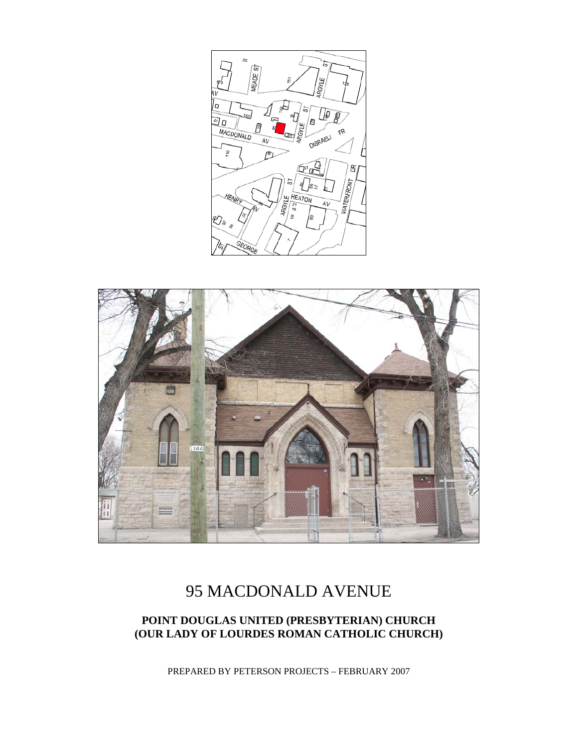# 95 MACDONALD AVENUE

## POINT DOUGLAS UNITED (PRESBYTERIAN) CHURCH (OUR LADY OF LOURDES ROMAN CATHOLIC CHURCH)

PREPARED BY PETERSON PROJECTS – FEBRUARY 2007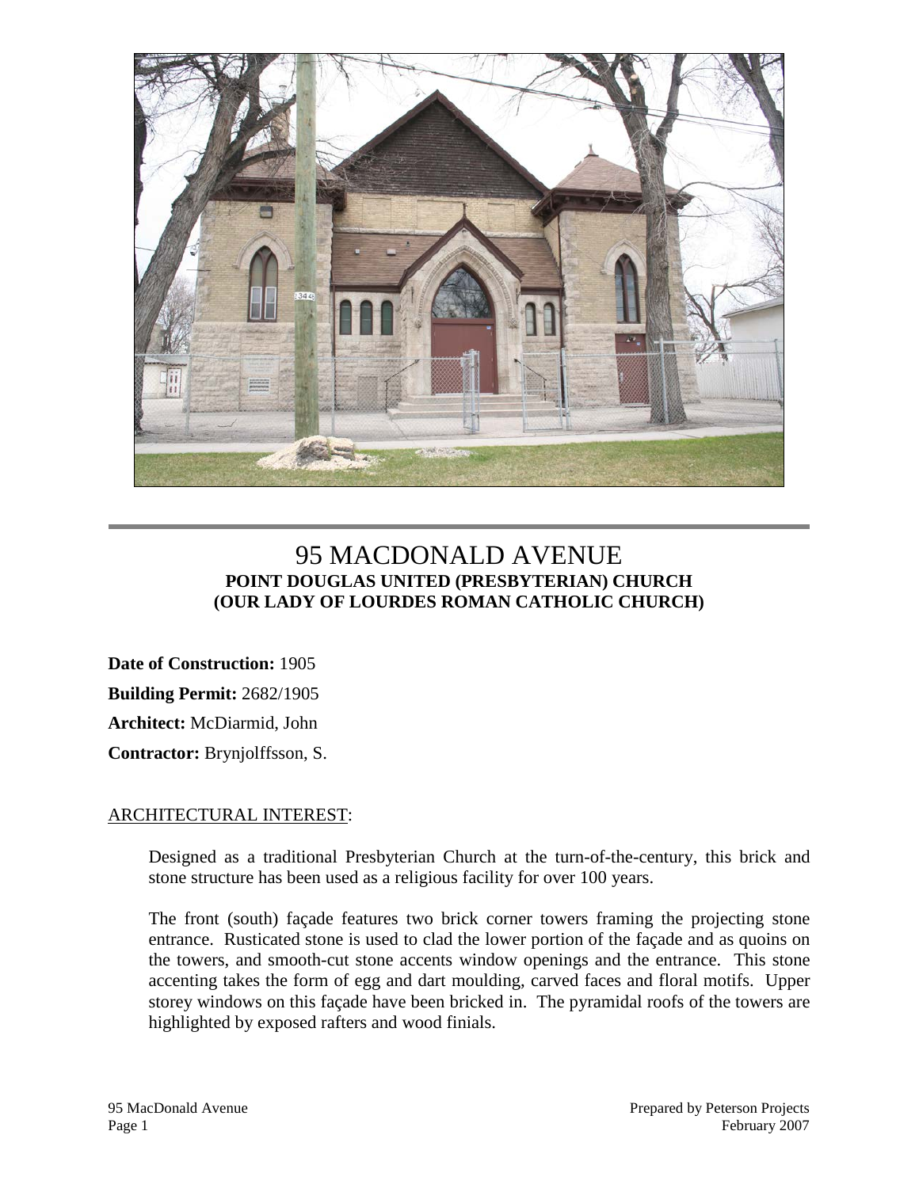# 95 MACDONALD AVENUE

## POINT DOUGLAS UNITED (PRESBYTERIAN) CHURCH
## (OUR LADY OF LOURDES ROMAN CATHOLIC CHURCH)

**Date of Construction:** 1905

**Building Permit:** 2682/1905

**Architect:** McDiarmid, John

**Contractor:** Brynjolffsson, S.

ARCHITECTURAL INTEREST:

Designed as a traditional Presbyterian Church at the turn-of-the-century, this brick and stone structure has been used as a religious facility for over 100 years.

The front (south) façade features two brick corner towers framing the projecting stone entrance. Rusticated stone is used to clad the lower portion of the façade and as quoins on the towers, and smooth-cut stone accents window openings and the entrance. This stone accenting takes the form of egg and dart moulding, carved faces and floral motifs. Upper storey windows on this façade have been bricked in. The pyramidal roofs of the towers are highlighted by exposed rafters and wood finials.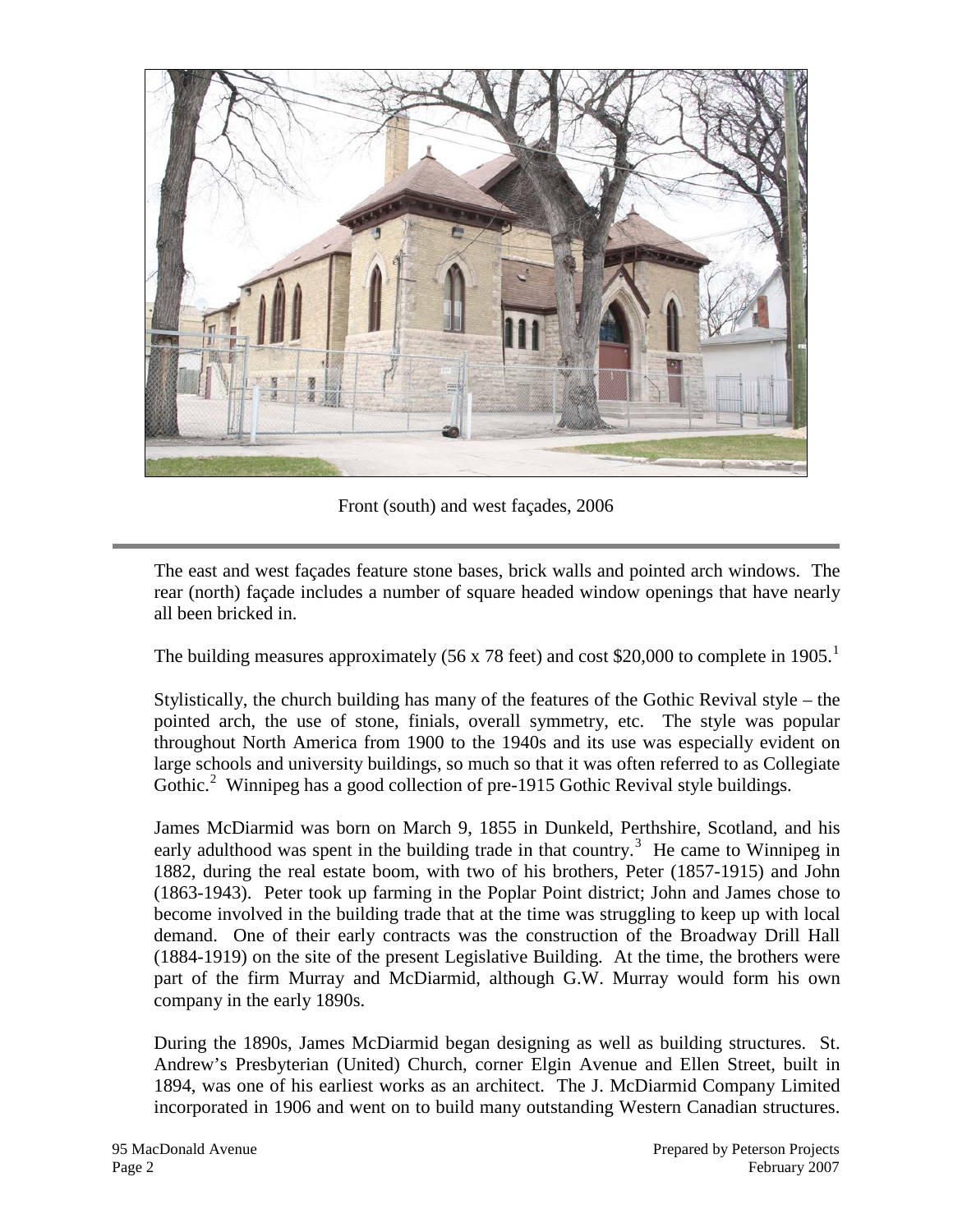Front (south) and west façades, 2006

The east and west façades feature stone bases, brick walls and pointed arch windows. The rear (north) façade includes a number of square headed window openings that have nearly all been bricked in.

The building measures approximately (56 x 78 feet) and cost $20,000 to complete in 1905.[1]

Stylistically, the church building has many of the features of the Gothic Revival style – the pointed arch, the use of stone, finials, overall symmetry, etc. The style was popular throughout North America from 1900 to the 1940s and its use was especially evident on large schools and university buildings, so much so that it was often referred to as Collegiate Gothic.[2] Winnipeg has a good collection of pre-1915 Gothic Revival style buildings.

James McDiarmid was born on March 9, 1855 in Dunkeld, Perthshire, Scotland, and his early adulthood was spent in the building trade in that country.[3] He came to Winnipeg in 1882, during the real estate boom, with two of his brothers, Peter (1857-1915) and John (1863-1943). Peter took up farming in the Poplar Point district; John and James chose to become involved in the building trade that at the time was struggling to keep up with local demand. One of their early contracts was the construction of the Broadway Drill Hall (1884-1919) on the site of the present Legislative Building. At the time, the brothers were part of the firm Murray and McDiarmid, although G.W. Murray would form his own company in the early 1890s.

During the 1890s, James McDiarmid began designing as well as building structures. St. Andrew's Presbyterian (United) Church, corner Elgin Avenue and Ellen Street, built in 1894, was one of his earliest works as an architect. The J. McDiarmid Company Limited incorporated in 1906 and went on to build many outstanding Western Canadian structures.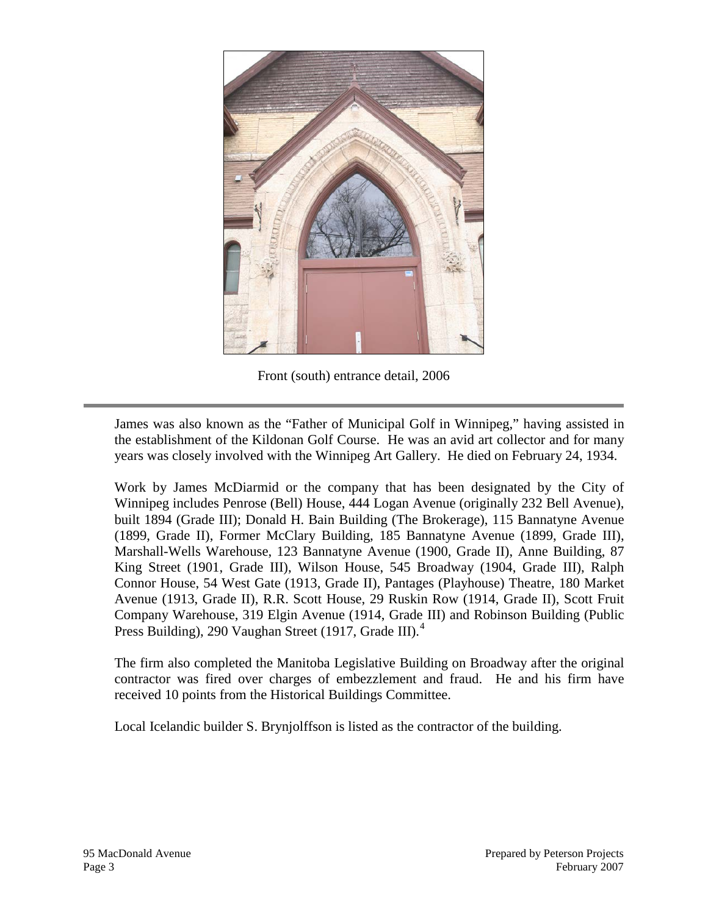Front (south) entrance detail, 2006

James was also known as the "Father of Municipal Golf in Winnipeg," having assisted in the establishment of the Kildonan Golf Course. He was an avid art collector and for many years was closely involved with the Winnipeg Art Gallery. He died on February 24, 1934.

Work by James McDiarmid or the company that has been designated by the City of Winnipeg includes Penrose (Bell) House, 444 Logan Avenue (originally 232 Bell Avenue), built 1894 (Grade III); Donald H. Bain Building (The Brokerage), 115 Bannatyne Avenue (1899, Grade II), Former McClary Building, 185 Bannatyne Avenue (1899, Grade III), Marshall-Wells Warehouse, 123 Bannatyne Avenue (1900, Grade II), Anne Building, 87 King Street (1901, Grade III), Wilson House, 545 Broadway (1904, Grade III), Ralph Connor House, 54 West Gate (1913, Grade II), Pantages (Playhouse) Theatre, 180 Market Avenue (1913, Grade II), R.R. Scott House, 29 Ruskin Row (1914, Grade II), Scott Fruit Company Warehouse, 319 Elgin Avenue (1914, Grade III) and Robinson Building (Public Press Building), 290 Vaughan Street (1917, Grade III).[4]

The firm also completed the Manitoba Legislative Building on Broadway after the original contractor was fired over charges of embezzlement and fraud. He and his firm have received 10 points from the Historical Buildings Committee.

Local Icelandic builder S. Brynjolffson is listed as the contractor of the building.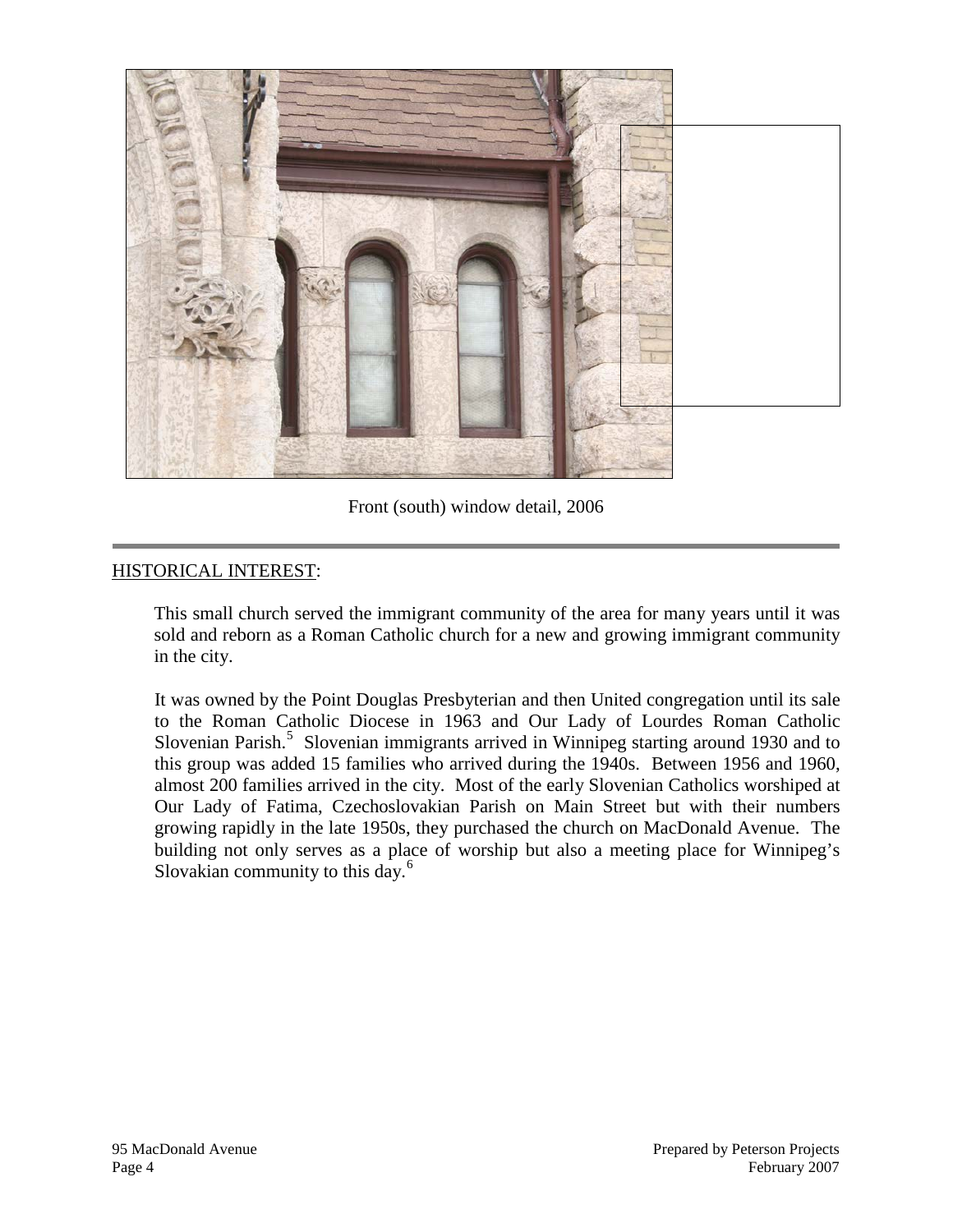Front (south) window detail, 2006

HISTORICAL INTEREST:

This small church served the immigrant community of the area for many years until it was sold and reborn as a Roman Catholic church for a new and growing immigrant community in the city.

It was owned by the Point Douglas Presbyterian and then United congregation until its sale to the Roman Catholic Diocese in 1963 and Our Lady of Lourdes Roman Catholic Slovenian Parish.[5] Slovenian immigrants arrived in Winnipeg starting around 1930 and to this group was added 15 families who arrived during the 1940s. Between 1956 and 1960, almost 200 families arrived in the city. Most of the early Slovenian Catholics worshiped at Our Lady of Fatima, Czechoslovakian Parish on Main Street but with their numbers growing rapidly in the late 1950s, they purchased the church on MacDonald Avenue. The building not only serves as a place of worship but also a meeting place for Winnipeg's Slovakian community to this day.[6]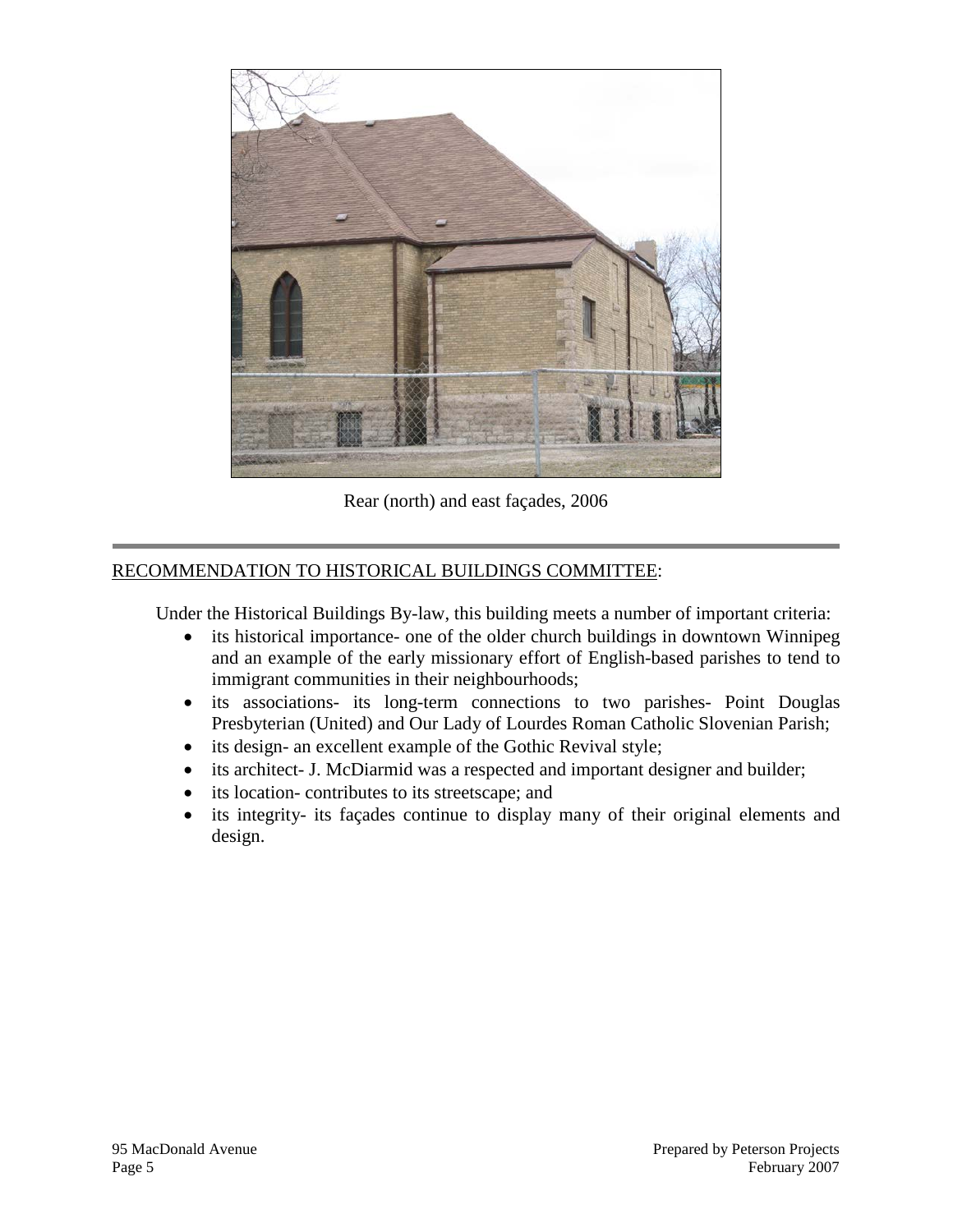Rear (north) and east façades, 2006

---

RECOMMENDATION TO HISTORICAL BUILDINGS COMMITTEE:

Under the Historical Buildings By-law, this building meets a number of important criteria:

- its historical importance- one of the older church buildings in downtown Winnipeg and an example of the early missionary effort of English-based parishes to tend to immigrant communities in their neighbourhoods;
- its associations- its long-term connections to two parishes- Point Douglas Presbyterian (United) and Our Lady of Lourdes Roman Catholic Slovenian Parish;
- its design- an excellent example of the Gothic Revival style;
- its architect- J. McDiarmid was a respected and important designer and builder;
- its location- contributes to its streetscape; and
- its integrity- its façades continue to display many of their original elements and design.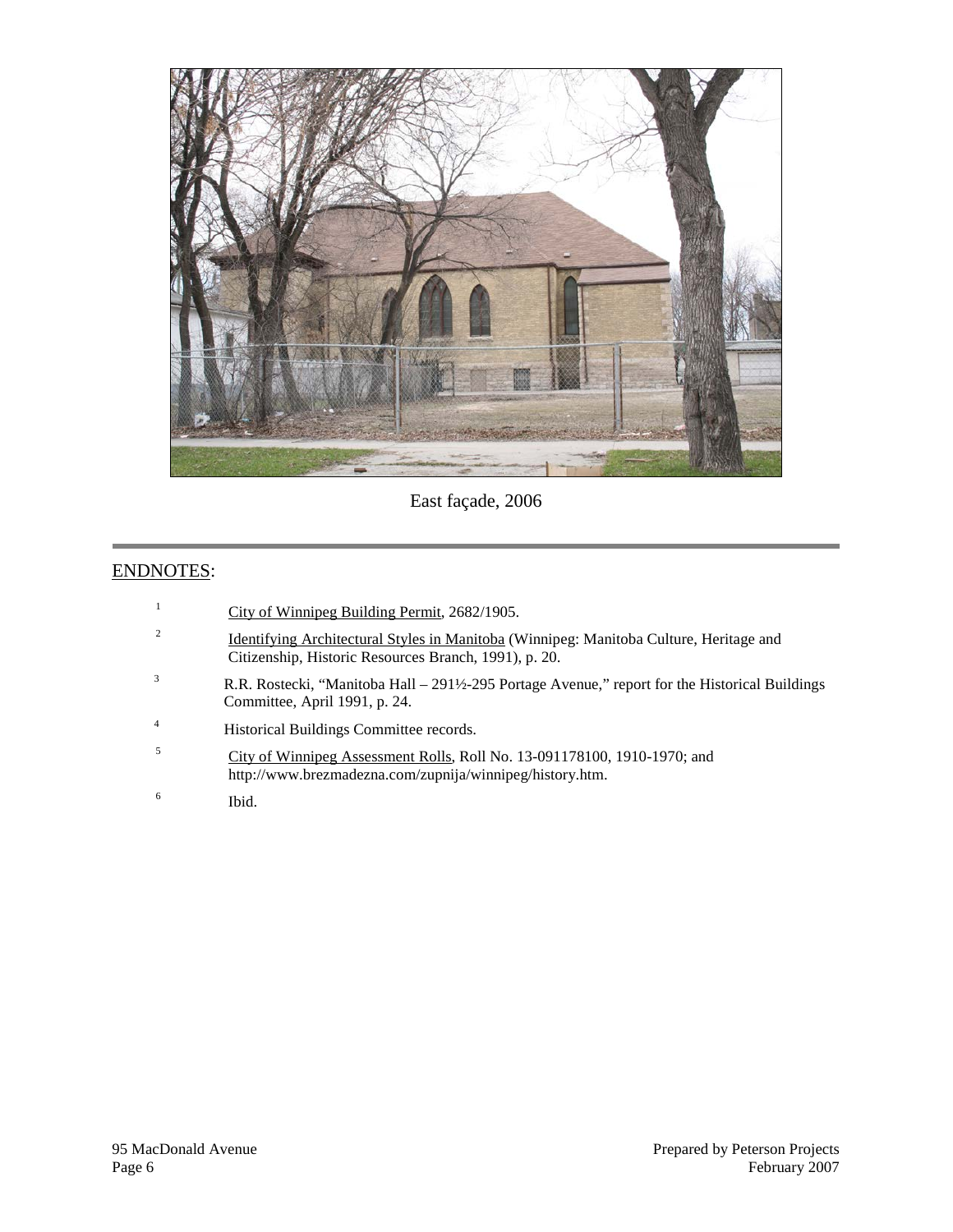East façade, 2006

## ENDNOTES:

1. City of Winnipeg Building Permit, 2682/1905.
2. Identifying Architectural Styles in Manitoba (Winnipeg: Manitoba Culture, Heritage and Citizenship, Historic Resources Branch, 1991), p. 20.
3. R.R. Rostecki, "Manitoba Hall – 291½-295 Portage Avenue," report for the Historical Buildings Committee, April 1991, p. 24.
4. Historical Buildings Committee records.
5. City of Winnipeg Assessment Rolls, Roll No. 13-091178100, 1910-1970; and http://www.brezmadezna.com/zupnija/winnipeg/history.htm.
6. Ibid.